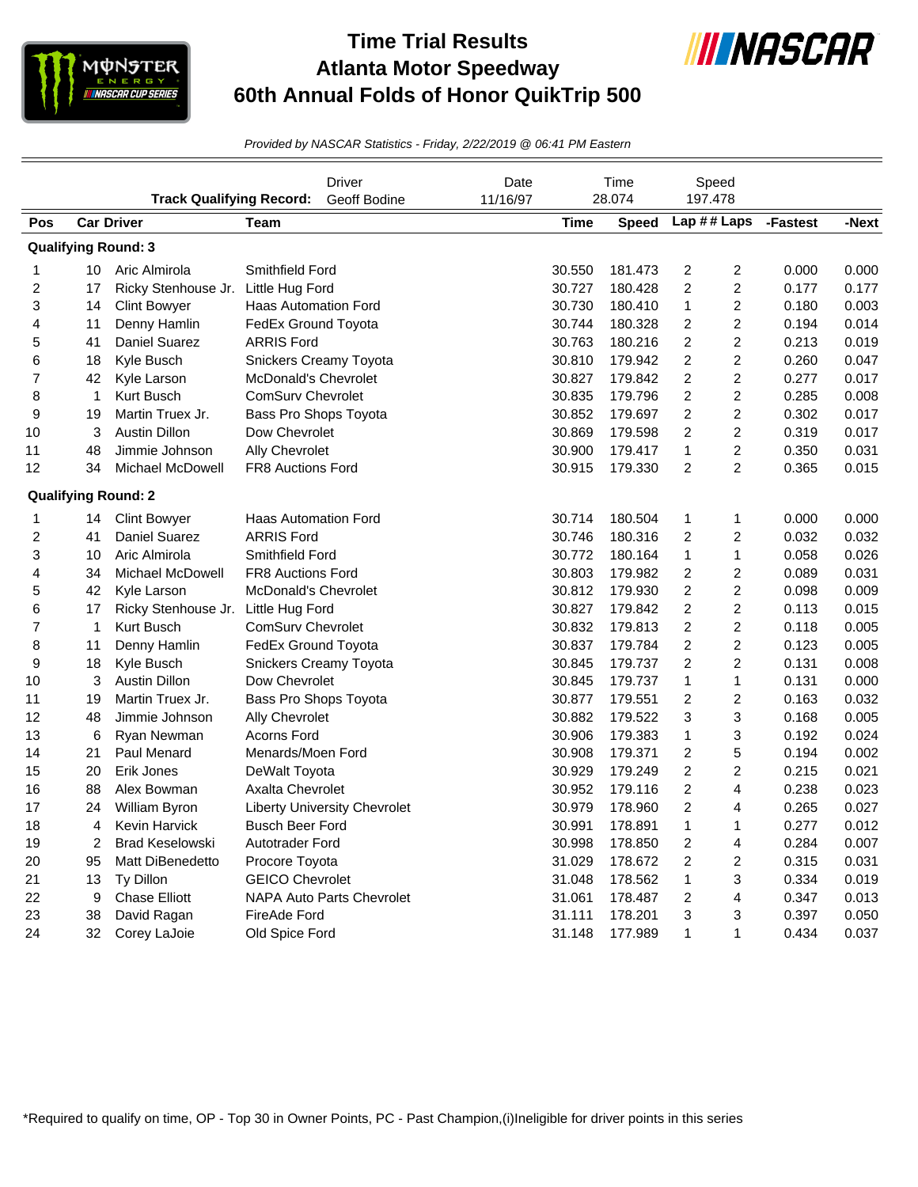# Time Trial Results
## Atlanta Motor Speedway
## 60th Annual Folds of Honor QuikTrip 500

*Provided by NASCAR Statistics - Friday, 2/22/2019 @ 06:41 PM Eastern*

| | Driver | Date | Time | Speed |
|---|---|---|---|---|
| **Track Qualifying Record:** | Geoff Bodine | 11/16/97 | 28.074 | 197.478 |

**Qualifying Round: 3**

| Pos | Car | Driver | Team | Time | Speed | Lap # | # Laps | -Fastest | -Next |
|---|---|---|---|---|---|---|---|---|---|
| 1 | 10 | Aric Almirola | Smithfield Ford | 30.550 | 181.473 | 2 | 2 | 0.000 | 0.000 |
| 2 | 17 | Ricky Stenhouse Jr. | Little Hug Ford | 30.727 | 180.428 | 2 | 2 | 0.177 | 0.177 |
| 3 | 14 | Clint Bowyer | Haas Automation Ford | 30.730 | 180.410 | 1 | 2 | 0.180 | 0.003 |
| 4 | 11 | Denny Hamlin | FedEx Ground Toyota | 30.744 | 180.328 | 2 | 2 | 0.194 | 0.014 |
| 5 | 41 | Daniel Suarez | ARRIS Ford | 30.763 | 180.216 | 2 | 2 | 0.213 | 0.019 |
| 6 | 18 | Kyle Busch | Snickers Creamy Toyota | 30.810 | 179.942 | 2 | 2 | 0.260 | 0.047 |
| 7 | 42 | Kyle Larson | McDonald's Chevrolet | 30.827 | 179.842 | 2 | 2 | 0.277 | 0.017 |
| 8 | 1 | Kurt Busch | ComSurv Chevrolet | 30.835 | 179.796 | 2 | 2 | 0.285 | 0.008 |
| 9 | 19 | Martin Truex Jr. | Bass Pro Shops Toyota | 30.852 | 179.697 | 2 | 2 | 0.302 | 0.017 |
| 10 | 3 | Austin Dillon | Dow Chevrolet | 30.869 | 179.598 | 2 | 2 | 0.319 | 0.017 |
| 11 | 48 | Jimmie Johnson | Ally Chevrolet | 30.900 | 179.417 | 1 | 2 | 0.350 | 0.031 |
| 12 | 34 | Michael McDowell | FR8 Auctions Ford | 30.915 | 179.330 | 2 | 2 | 0.365 | 0.015 |

**Qualifying Round: 2**

| Pos | Car | Driver | Team | Time | Speed | Lap # | # Laps | -Fastest | -Next |
|---|---|---|---|---|---|---|---|---|---|
| 1 | 14 | Clint Bowyer | Haas Automation Ford | 30.714 | 180.504 | 1 | 1 | 0.000 | 0.000 |
| 2 | 41 | Daniel Suarez | ARRIS Ford | 30.746 | 180.316 | 2 | 2 | 0.032 | 0.032 |
| 3 | 10 | Aric Almirola | Smithfield Ford | 30.772 | 180.164 | 1 | 1 | 0.058 | 0.026 |
| 4 | 34 | Michael McDowell | FR8 Auctions Ford | 30.803 | 179.982 | 2 | 2 | 0.089 | 0.031 |
| 5 | 42 | Kyle Larson | McDonald's Chevrolet | 30.812 | 179.930 | 2 | 2 | 0.098 | 0.009 |
| 6 | 17 | Ricky Stenhouse Jr. | Little Hug Ford | 30.827 | 179.842 | 2 | 2 | 0.113 | 0.015 |
| 7 | 1 | Kurt Busch | ComSurv Chevrolet | 30.832 | 179.813 | 2 | 2 | 0.118 | 0.005 |
| 8 | 11 | Denny Hamlin | FedEx Ground Toyota | 30.837 | 179.784 | 2 | 2 | 0.123 | 0.005 |
| 9 | 18 | Kyle Busch | Snickers Creamy Toyota | 30.845 | 179.737 | 2 | 2 | 0.131 | 0.008 |
| 10 | 3 | Austin Dillon | Dow Chevrolet | 30.845 | 179.737 | 1 | 1 | 0.131 | 0.000 |
| 11 | 19 | Martin Truex Jr. | Bass Pro Shops Toyota | 30.877 | 179.551 | 2 | 2 | 0.163 | 0.032 |
| 12 | 48 | Jimmie Johnson | Ally Chevrolet | 30.882 | 179.522 | 3 | 3 | 0.168 | 0.005 |
| 13 | 6 | Ryan Newman | Acorns Ford | 30.906 | 179.383 | 1 | 3 | 0.192 | 0.024 |
| 14 | 21 | Paul Menard | Menards/Moen Ford | 30.908 | 179.371 | 2 | 5 | 0.194 | 0.002 |
| 15 | 20 | Erik Jones | DeWalt Toyota | 30.929 | 179.249 | 2 | 2 | 0.215 | 0.021 |
| 16 | 88 | Alex Bowman | Axalta Chevrolet | 30.952 | 179.116 | 2 | 4 | 0.238 | 0.023 |
| 17 | 24 | William Byron | Liberty University Chevrolet | 30.979 | 178.960 | 2 | 4 | 0.265 | 0.027 |
| 18 | 4 | Kevin Harvick | Busch Beer Ford | 30.991 | 178.891 | 1 | 1 | 0.277 | 0.012 |
| 19 | 2 | Brad Keselowski | Autotrader Ford | 30.998 | 178.850 | 2 | 4 | 0.284 | 0.007 |
| 20 | 95 | Matt DiBenedetto | Procore Toyota | 31.029 | 178.672 | 2 | 2 | 0.315 | 0.031 |
| 21 | 13 | Ty Dillon | GEICO Chevrolet | 31.048 | 178.562 | 1 | 3 | 0.334 | 0.019 |
| 22 | 9 | Chase Elliott | NAPA Auto Parts Chevrolet | 31.061 | 178.487 | 2 | 4 | 0.347 | 0.013 |
| 23 | 38 | David Ragan | FireAde Ford | 31.111 | 178.201 | 3 | 3 | 0.397 | 0.050 |
| 24 | 32 | Corey LaJoie | Old Spice Ford | 31.148 | 177.989 | 1 | 1 | 0.434 | 0.037 |

*Required to qualify on time, OP - Top 30 in Owner Points, PC - Past Champion,(i)Ineligible for driver points in this series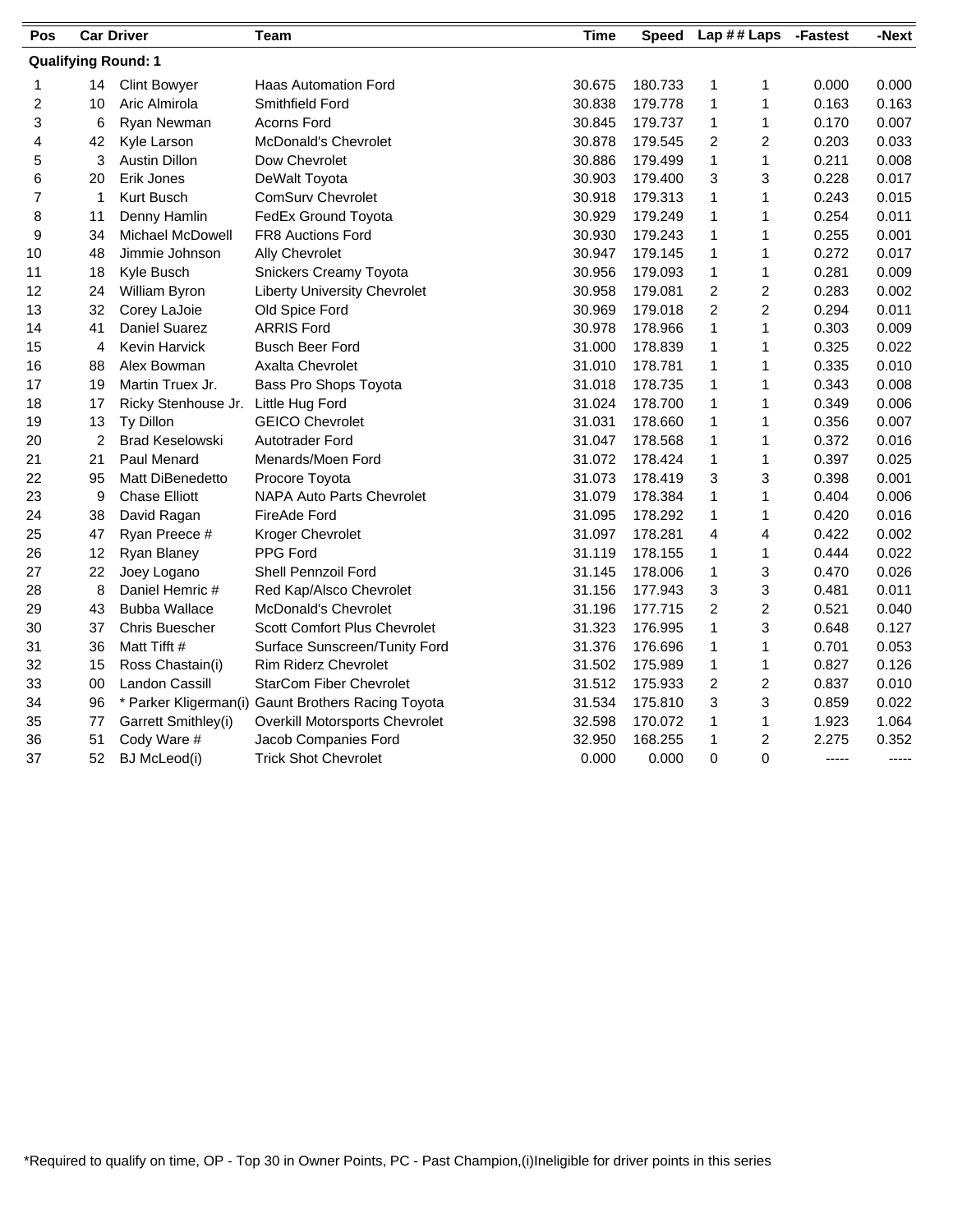| Pos | Car | Driver | Team | Time | Speed | Lap # | # Laps | -Fastest | -Next |
|---|---|---|---|---|---|---|---|---|---|

**Qualifying Round: 1**

| Pos | Car | Driver | Team | Time | Speed | Lap # | # Laps | -Fastest | -Next |
|---|---|---|---|---|---|---|---|---|---|
| 1 | 14 | Clint Bowyer | Haas Automation Ford | 30.675 | 180.733 | 1 | 1 | 0.000 | 0.000 |
| 2 | 10 | Aric Almirola | Smithfield Ford | 30.838 | 179.778 | 1 | 1 | 0.163 | 0.163 |
| 3 | 6 | Ryan Newman | Acorns Ford | 30.845 | 179.737 | 1 | 1 | 0.170 | 0.007 |
| 4 | 42 | Kyle Larson | McDonald's Chevrolet | 30.878 | 179.545 | 2 | 2 | 0.203 | 0.033 |
| 5 | 3 | Austin Dillon | Dow Chevrolet | 30.886 | 179.499 | 1 | 1 | 0.211 | 0.008 |
| 6 | 20 | Erik Jones | DeWalt Toyota | 30.903 | 179.400 | 3 | 3 | 0.228 | 0.017 |
| 7 | 1 | Kurt Busch | ComSurv Chevrolet | 30.918 | 179.313 | 1 | 1 | 0.243 | 0.015 |
| 8 | 11 | Denny Hamlin | FedEx Ground Toyota | 30.929 | 179.249 | 1 | 1 | 0.254 | 0.011 |
| 9 | 34 | Michael McDowell | FR8 Auctions Ford | 30.930 | 179.243 | 1 | 1 | 0.255 | 0.001 |
| 10 | 48 | Jimmie Johnson | Ally Chevrolet | 30.947 | 179.145 | 1 | 1 | 0.272 | 0.017 |
| 11 | 18 | Kyle Busch | Snickers Creamy Toyota | 30.956 | 179.093 | 1 | 1 | 0.281 | 0.009 |
| 12 | 24 | William Byron | Liberty University Chevrolet | 30.958 | 179.081 | 2 | 2 | 0.283 | 0.002 |
| 13 | 32 | Corey LaJoie | Old Spice Ford | 30.969 | 179.018 | 2 | 2 | 0.294 | 0.011 |
| 14 | 41 | Daniel Suarez | ARRIS Ford | 30.978 | 178.966 | 1 | 1 | 0.303 | 0.009 |
| 15 | 4 | Kevin Harvick | Busch Beer Ford | 31.000 | 178.839 | 1 | 1 | 0.325 | 0.022 |
| 16 | 88 | Alex Bowman | Axalta Chevrolet | 31.010 | 178.781 | 1 | 1 | 0.335 | 0.010 |
| 17 | 19 | Martin Truex Jr. | Bass Pro Shops Toyota | 31.018 | 178.735 | 1 | 1 | 0.343 | 0.008 |
| 18 | 17 | Ricky Stenhouse Jr. | Little Hug Ford | 31.024 | 178.700 | 1 | 1 | 0.349 | 0.006 |
| 19 | 13 | Ty Dillon | GEICO Chevrolet | 31.031 | 178.660 | 1 | 1 | 0.356 | 0.007 |
| 20 | 2 | Brad Keselowski | Autotrader Ford | 31.047 | 178.568 | 1 | 1 | 0.372 | 0.016 |
| 21 | 21 | Paul Menard | Menards/Moen Ford | 31.072 | 178.424 | 1 | 1 | 0.397 | 0.025 |
| 22 | 95 | Matt DiBenedetto | Procore Toyota | 31.073 | 178.419 | 3 | 3 | 0.398 | 0.001 |
| 23 | 9 | Chase Elliott | NAPA Auto Parts Chevrolet | 31.079 | 178.384 | 1 | 1 | 0.404 | 0.006 |
| 24 | 38 | David Ragan | FireAde Ford | 31.095 | 178.292 | 1 | 1 | 0.420 | 0.016 |
| 25 | 47 | Ryan Preece # | Kroger Chevrolet | 31.097 | 178.281 | 4 | 4 | 0.422 | 0.002 |
| 26 | 12 | Ryan Blaney | PPG Ford | 31.119 | 178.155 | 1 | 1 | 0.444 | 0.022 |
| 27 | 22 | Joey Logano | Shell Pennzoil Ford | 31.145 | 178.006 | 1 | 3 | 0.470 | 0.026 |
| 28 | 8 | Daniel Hemric # | Red Kap/Alsco Chevrolet | 31.156 | 177.943 | 3 | 3 | 0.481 | 0.011 |
| 29 | 43 | Bubba Wallace | McDonald's Chevrolet | 31.196 | 177.715 | 2 | 2 | 0.521 | 0.040 |
| 30 | 37 | Chris Buescher | Scott Comfort Plus Chevrolet | 31.323 | 176.995 | 1 | 3 | 0.648 | 0.127 |
| 31 | 36 | Matt Tifft # | Surface Sunscreen/Tunity Ford | 31.376 | 176.696 | 1 | 1 | 0.701 | 0.053 |
| 32 | 15 | Ross Chastain(i) | Rim Riderz Chevrolet | 31.502 | 175.989 | 1 | 1 | 0.827 | 0.126 |
| 33 | 00 | Landon Cassill | StarCom Fiber Chevrolet | 31.512 | 175.933 | 2 | 2 | 0.837 | 0.010 |
| 34 | 96 | * Parker Kligerman(i) | Gaunt Brothers Racing Toyota | 31.534 | 175.810 | 3 | 3 | 0.859 | 0.022 |
| 35 | 77 | Garrett Smithley(i) | Overkill Motorsports Chevrolet | 32.598 | 170.072 | 1 | 1 | 1.923 | 1.064 |
| 36 | 51 | Cody Ware # | Jacob Companies Ford | 32.950 | 168.255 | 1 | 2 | 2.275 | 0.352 |
| 37 | 52 | BJ McLeod(i) | Trick Shot Chevrolet | 0.000 | 0.000 | 0 | 0 | ----- | ----- |

*Required to qualify on time, OP - Top 30 in Owner Points, PC - Past Champion,(i)Ineligible for driver points in this series